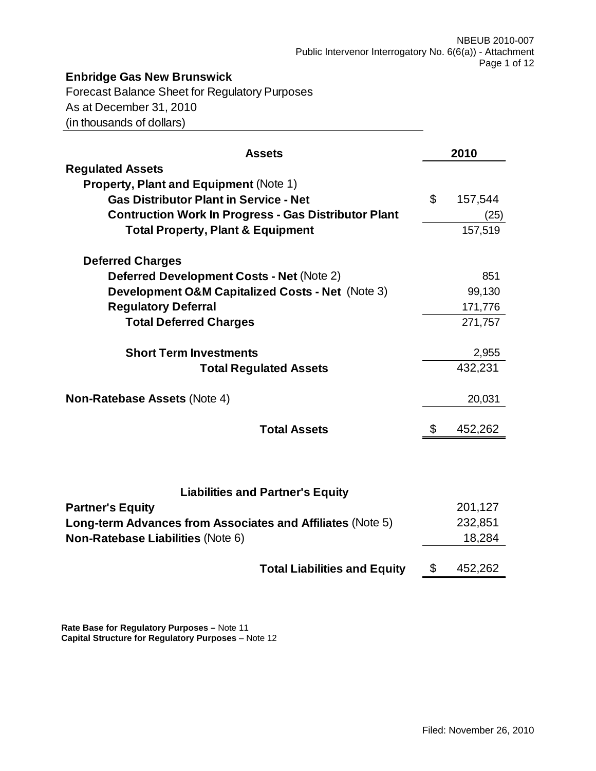**Enbridge Gas New Brunswick**

Forecast Balance Sheet for Regulatory Purposes
As at December 31, 2010
(in thousands of dollars)

| **Assets** | | **2010** |
|---|---|---|
| **Regulated Assets** | | |
| **Property, Plant and Equipment** (Note 1) | | |
| **Gas Distributor Plant in Service - Net** | $ | 157,544 |
| **Contruction Work In Progress - Gas Distributor Plant** | | (25) |
| **Total Property, Plant & Equipment** | | 157,519 |
| | | |
| **Deferred Charges** | | |
| **Deferred Development Costs - Net** (Note 2) | | 851 |
| **Development O&M Capitalized Costs - Net** (Note 3) | | 99,130 |
| **Regulatory Deferral** | | 171,776 |
| **Total Deferred Charges** | | 271,757 |
| | | |
| **Short Term Investments** | | 2,955 |
| **Total Regulated Assets** | | 432,231 |
| | | |
| **Non-Ratebase Assets** (Note 4) | | 20,031 |
| | | |
| **Total Assets** | $ | 452,262 |

| **Liabilities and Partner's Equity** | | |
|---|---|---|
| **Partner's Equity** | | 201,127 |
| **Long-term Advances from Associates and Affiliates** (Note 5) | | 232,851 |
| **Non-Ratebase Liabilities** (Note 6) | | 18,284 |
| | | |
| **Total Liabilities and Equity** | $ | 452,262 |

**Rate Base for Regulatory Purposes –** Note 11
**Capital Structure for Regulatory Purposes** – Note 12

Filed: November 26, 2010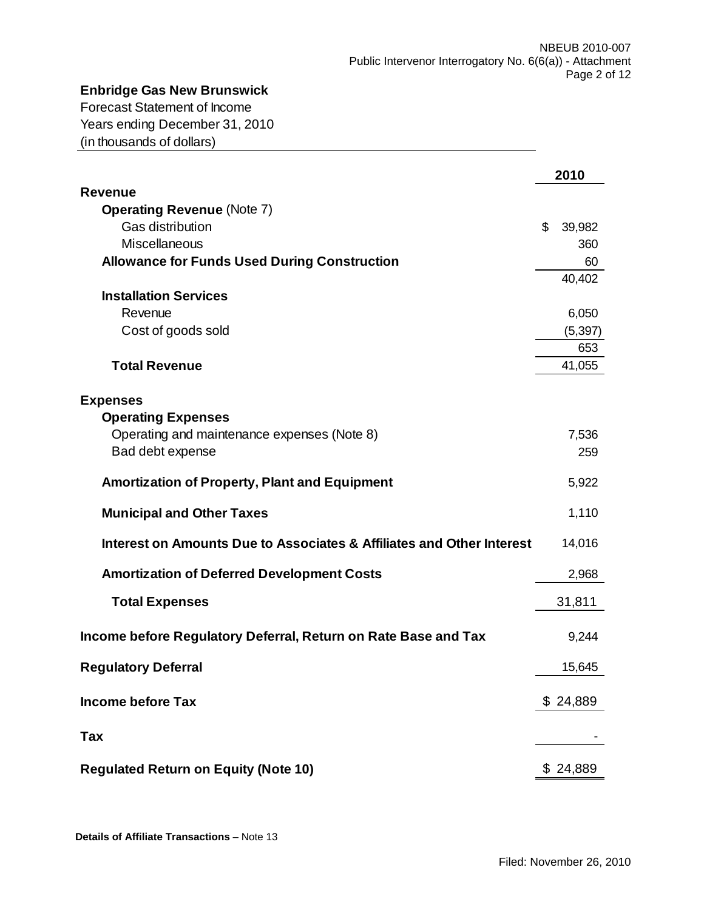**Enbridge Gas New Brunswick**
Forecast Statement of Income
Years ending December 31, 2010
(in thousands of dollars)

| | 2010 |
|---|---|
| **Revenue** | |
| **Operating Revenue** (Note 7) | |
| Gas distribution | $ 39,982 |
| Miscellaneous | 360 |
| **Allowance for Funds Used During Construction** | 60 |
| | 40,402 |
| **Installation Services** | |
| Revenue | 6,050 |
| Cost of goods sold | (5,397) |
| | 653 |
| **Total Revenue** | 41,055 |
| **Expenses** | |
| **Operating Expenses** | |
| Operating and maintenance expenses (Note 8) | 7,536 |
| Bad debt expense | 259 |
| **Amortization of Property, Plant and Equipment** | 5,922 |
| **Municipal and Other Taxes** | 1,110 |
| **Interest on Amounts Due to Associates & Affiliates and Other Interest** | 14,016 |
| **Amortization of Deferred Development Costs** | 2,968 |
| **Total Expenses** | 31,811 |
| **Income before Regulatory Deferral, Return on Rate Base and Tax** | 9,244 |
| **Regulatory Deferral** | 15,645 |
| **Income before Tax** | $ 24,889 |
| **Tax** | - |
| **Regulated Return on Equity (Note 10)** | $ 24,889 |

**Details of Affiliate Transactions** – Note 13

Filed: November 26, 2010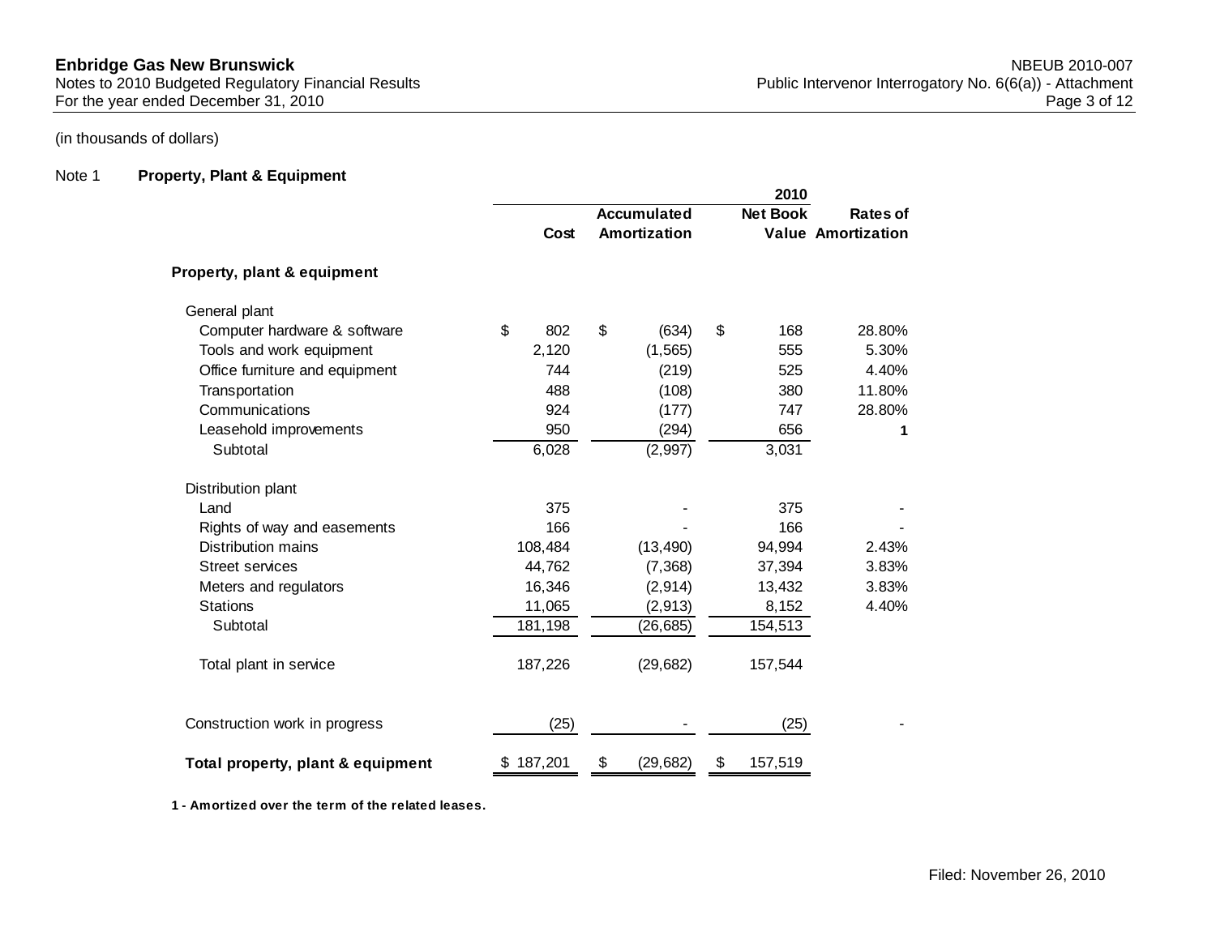**Enbridge Gas New Brunswick**
Notes to 2010 Budgeted Regulatory Financial Results
For the year ended December 31, 2010

NBEUB 2010-007
Public Intervenor Interrogatory No. 6(6(a)) - Attachment

(in thousands of dollars)

Note 1 **Property, Plant & Equipment**

| | Cost | Accumulated Amortization | 2010 Net Book Value | Rates of Amortization |
|---|---|---|---|---|
| **Property, plant & equipment** | | | | |
| General plant | | | | |
| Computer hardware & software | $ 802 | $ (634) | $ 168 | 28.80% |
| Tools and work equipment | 2,120 | (1,565) | 555 | 5.30% |
| Office furniture and equipment | 744 | (219) | 525 | 4.40% |
| Transportation | 488 | (108) | 380 | 11.80% |
| Communications | 924 | (177) | 747 | 28.80% |
| Leasehold improvements | 950 | (294) | 656 | **1** |
| Subtotal | 6,028 | (2,997) | 3,031 | |
| Distribution plant | | | | |
| Land | 375 | - | 375 | - |
| Rights of way and easements | 166 | - | 166 | - |
| Distribution mains | 108,484 | (13,490) | 94,994 | 2.43% |
| Street services | 44,762 | (7,368) | 37,394 | 3.83% |
| Meters and regulators | 16,346 | (2,914) | 13,432 | 3.83% |
| Stations | 11,065 | (2,913) | 8,152 | 4.40% |
| Subtotal | 181,198 | (26,685) | 154,513 | |
| Total plant in service | 187,226 | (29,682) | 157,544 | |
| Construction work in progress | (25) | - | (25) | - |
| **Total property, plant & equipment** | $ 187,201 | $ (29,682) | $ 157,519 | |

**1 - Amortized over the term of the related leases.**

Filed: November 26, 2010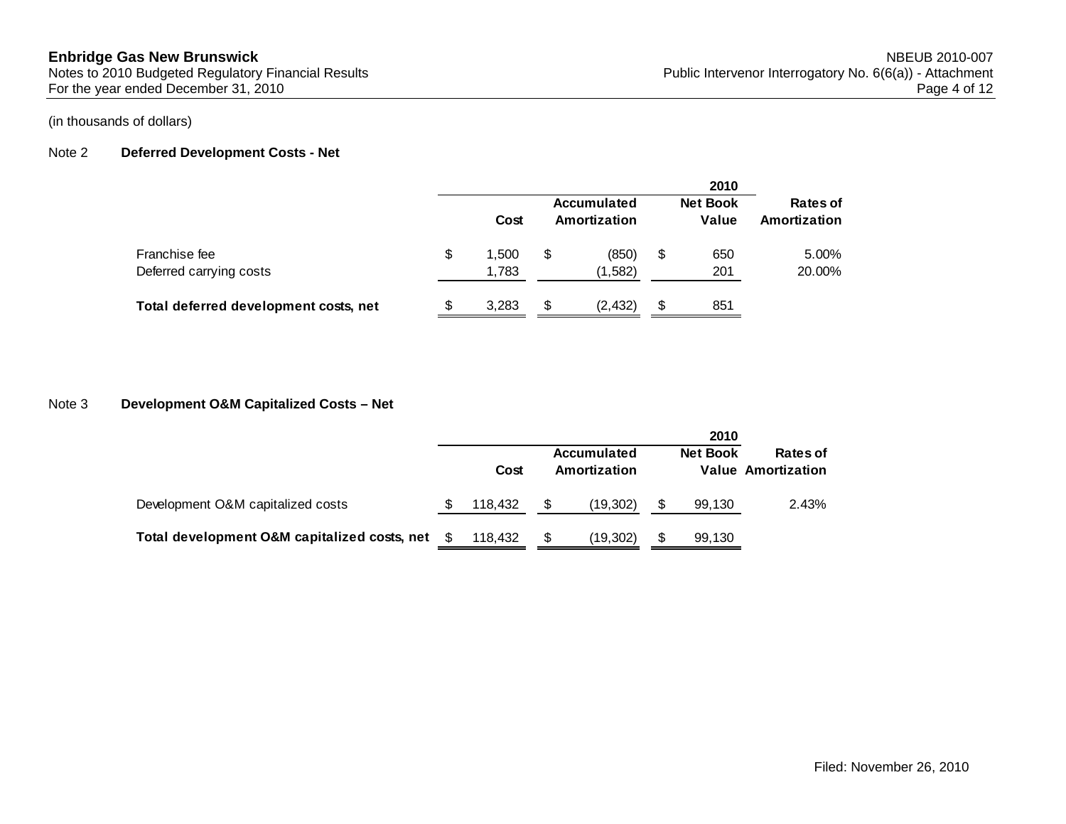(in thousands of dollars)

## Note 2 Deferred Development Costs - Net

| | | 2010 | | |
|---|---|---|---|---|
| | Cost | Accumulated Amortization | Net Book Value | Rates of Amortization |
| Franchise fee | $ 1,500 | $ (850) | $ 650 | 5.00% |
| Deferred carrying costs | 1,783 | (1,582) | 201 | 20.00% |
| **Total deferred development costs, net** | $ 3,283 | $ (2,432) | $ 851 | |

## Note 3 Development O&M Capitalized Costs – Net

| | | 2010 | | |
|---|---|---|---|---|
| | Cost | Accumulated Amortization | Net Book Value | Rates of Amortization |
| Development O&M capitalized costs | $ 118,432 | $ (19,302) | $ 99,130 | 2.43% |
| **Total development O&M capitalized costs, net** | $ 118,432 | $ (19,302) | $ 99,130 | |

Filed: November 26, 2010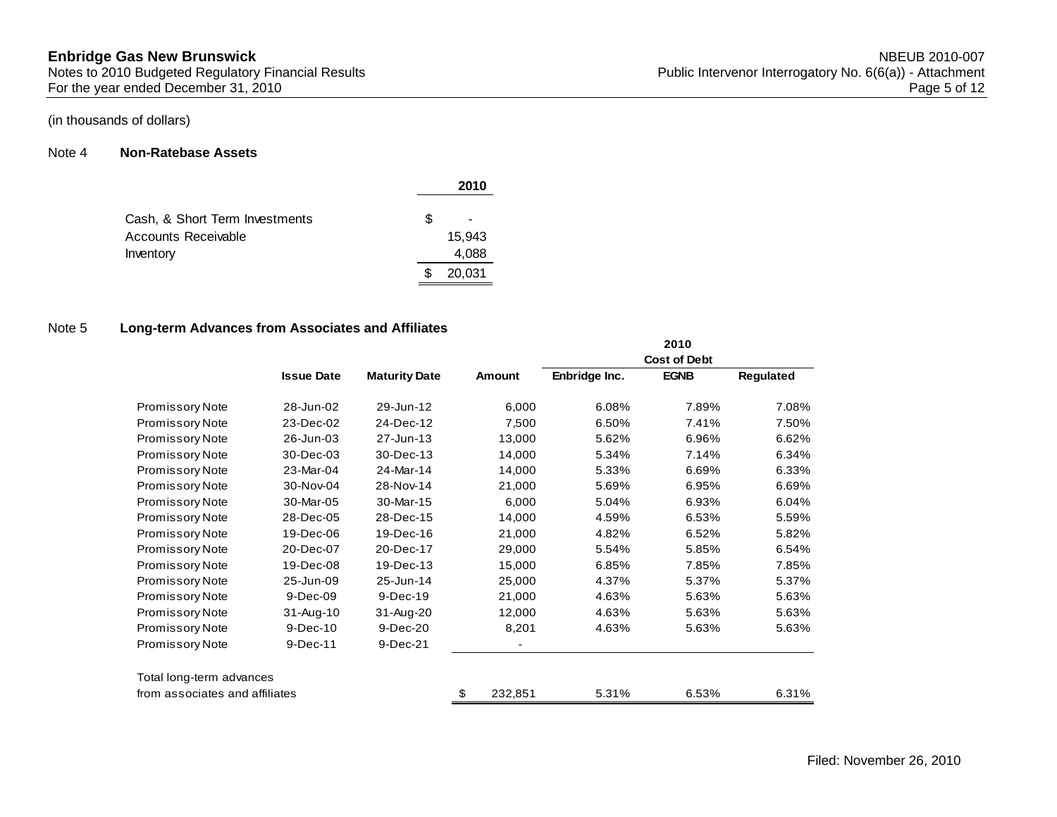(in thousands of dollars)

## Note 4 Non-Ratebase Assets

| | 2010 |
|---|---|
| Cash, & Short Term Investments | $ - |
| Accounts Receivable | 15,943 |
| Inventory | 4,088 |
| | $ 20,031 |

## Note 5 Long-term Advances from Associates and Affiliates

| | Issue Date | Maturity Date | Amount | 2010 Cost of Debt Enbridge Inc. | EGNB | Regulated |
|---|---|---|---|---|---|---|
| Promissory Note | 28-Jun-02 | 29-Jun-12 | 6,000 | 6.08% | 7.89% | 7.08% |
| Promissory Note | 23-Dec-02 | 24-Dec-12 | 7,500 | 6.50% | 7.41% | 7.50% |
| Promissory Note | 26-Jun-03 | 27-Jun-13 | 13,000 | 5.62% | 6.96% | 6.62% |
| Promissory Note | 30-Dec-03 | 30-Dec-13 | 14,000 | 5.34% | 7.14% | 6.34% |
| Promissory Note | 23-Mar-04 | 24-Mar-14 | 14,000 | 5.33% | 6.69% | 6.33% |
| Promissory Note | 30-Nov-04 | 28-Nov-14 | 21,000 | 5.69% | 6.95% | 6.69% |
| Promissory Note | 30-Mar-05 | 30-Mar-15 | 6,000 | 5.04% | 6.93% | 6.04% |
| Promissory Note | 28-Dec-05 | 28-Dec-15 | 14,000 | 4.59% | 6.53% | 5.59% |
| Promissory Note | 19-Dec-06 | 19-Dec-16 | 21,000 | 4.82% | 6.52% | 5.82% |
| Promissory Note | 20-Dec-07 | 20-Dec-17 | 29,000 | 5.54% | 5.85% | 6.54% |
| Promissory Note | 19-Dec-08 | 19-Dec-13 | 15,000 | 6.85% | 7.85% | 7.85% |
| Promissory Note | 25-Jun-09 | 25-Jun-14 | 25,000 | 4.37% | 5.37% | 5.37% |
| Promissory Note | 9-Dec-09 | 9-Dec-19 | 21,000 | 4.63% | 5.63% | 5.63% |
| Promissory Note | 31-Aug-10 | 31-Aug-20 | 12,000 | 4.63% | 5.63% | 5.63% |
| Promissory Note | 9-Dec-10 | 9-Dec-20 | 8,201 | 4.63% | 5.63% | 5.63% |
| Promissory Note | 9-Dec-11 | 9-Dec-21 | - | | | |
| Total long-term advances from associates and affiliates | | | $ 232,851 | 5.31% | 6.53% | 6.31% |

Filed: November 26, 2010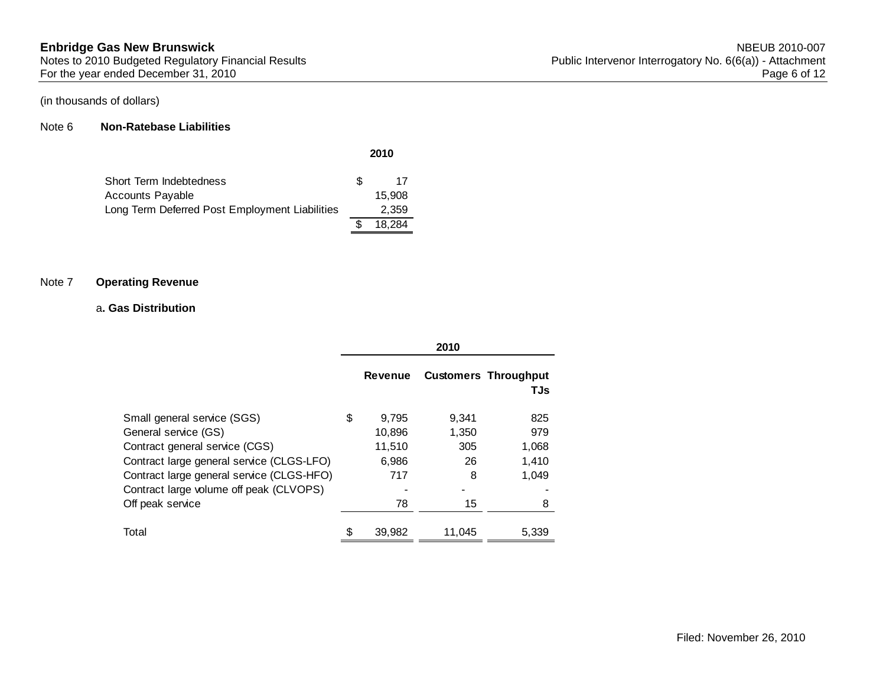(in thousands of dollars)

## Note 6 Non-Ratebase Liabilities

| | 2010 |
|---|---|
| Short Term Indebtedness | $ 17 |
| Accounts Payable | 15,908 |
| Long Term Deferred Post Employment Liabilities | 2,359 |
| | $ 18,284 |

## Note 7 Operating Revenue

### a. Gas Distribution

| | 2010 | | |
|---|---|---|---|
| | Revenue | Customers | Throughput TJs |
| Small general service (SGS) | $ 9,795 | 9,341 | 825 |
| General service (GS) | 10,896 | 1,350 | 979 |
| Contract general service (CGS) | 11,510 | 305 | 1,068 |
| Contract large general service (CLGS-LFO) | 6,986 | 26 | 1,410 |
| Contract large general service (CLGS-HFO) | 717 | 8 | 1,049 |
| Contract large volume off peak (CLVOPS) | - | - | - |
| Off peak service | 78 | 15 | 8 |
| Total | $ 39,982 | 11,045 | 5,339 |

Filed: November 26, 2010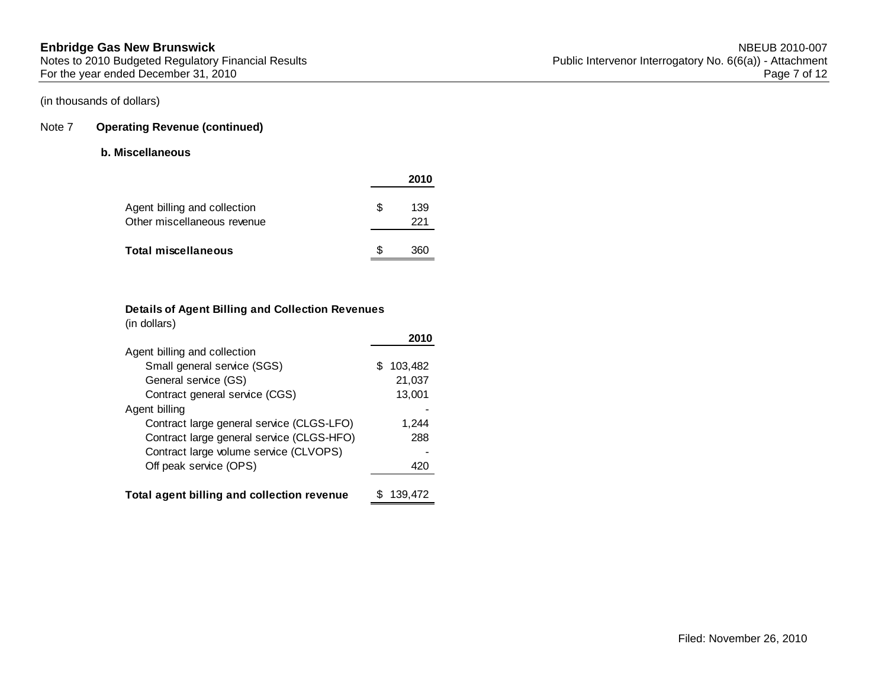(in thousands of dollars)

## Note 7 Operating Revenue (continued)

### b. Miscellaneous

| | 2010 |
|---|---|
| Agent billing and collection | $ 139 |
| Other miscellaneous revenue | 221 |
| **Total miscellaneous** | $ 360 |

**Details of Agent Billing and Collection Revenues**
(in dollars)

| | 2010 |
|---|---|
| Agent billing and collection | |
| Small general service (SGS) | $ 103,482 |
| General service (GS) | 21,037 |
| Contract general service (CGS) | 13,001 |
| Agent billing | - |
| Contract large general service (CLGS-LFO) | 1,244 |
| Contract large general service (CLGS-HFO) | 288 |
| Contract large volume service (CLVOPS) | - |
| Off peak service (OPS) | 420 |
| **Total agent billing and collection revenue** | $ 139,472 |

Filed: November 26, 2010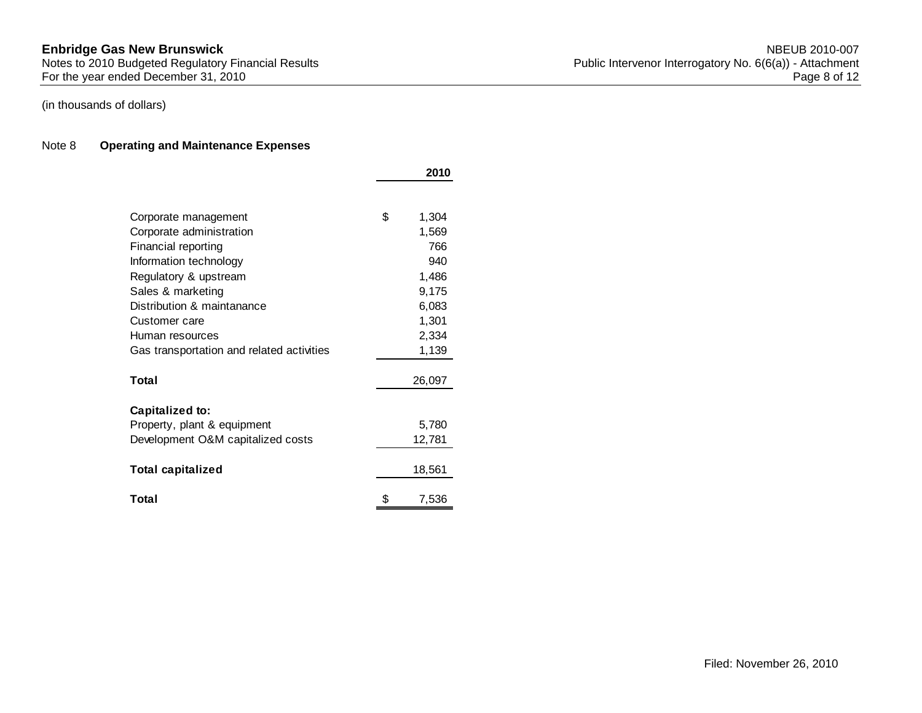(in thousands of dollars)

## Note 8 Operating and Maintenance Expenses

| | 2010 |
|---|---|
| Corporate management | $ 1,304 |
| Corporate administration | 1,569 |
| Financial reporting | 766 |
| Information technology | 940 |
| Regulatory & upstream | 1,486 |
| Sales & marketing | 9,175 |
| Distribution & maintanance | 6,083 |
| Customer care | 1,301 |
| Human resources | 2,334 |
| Gas transportation and related activities | 1,139 |
| **Total** | 26,097 |
| **Capitalized to:** | |
| Property, plant & equipment | 5,780 |
| Development O&M capitalized costs | 12,781 |
| **Total capitalized** | 18,561 |
| **Total** | $ 7,536 |

Filed: November 26, 2010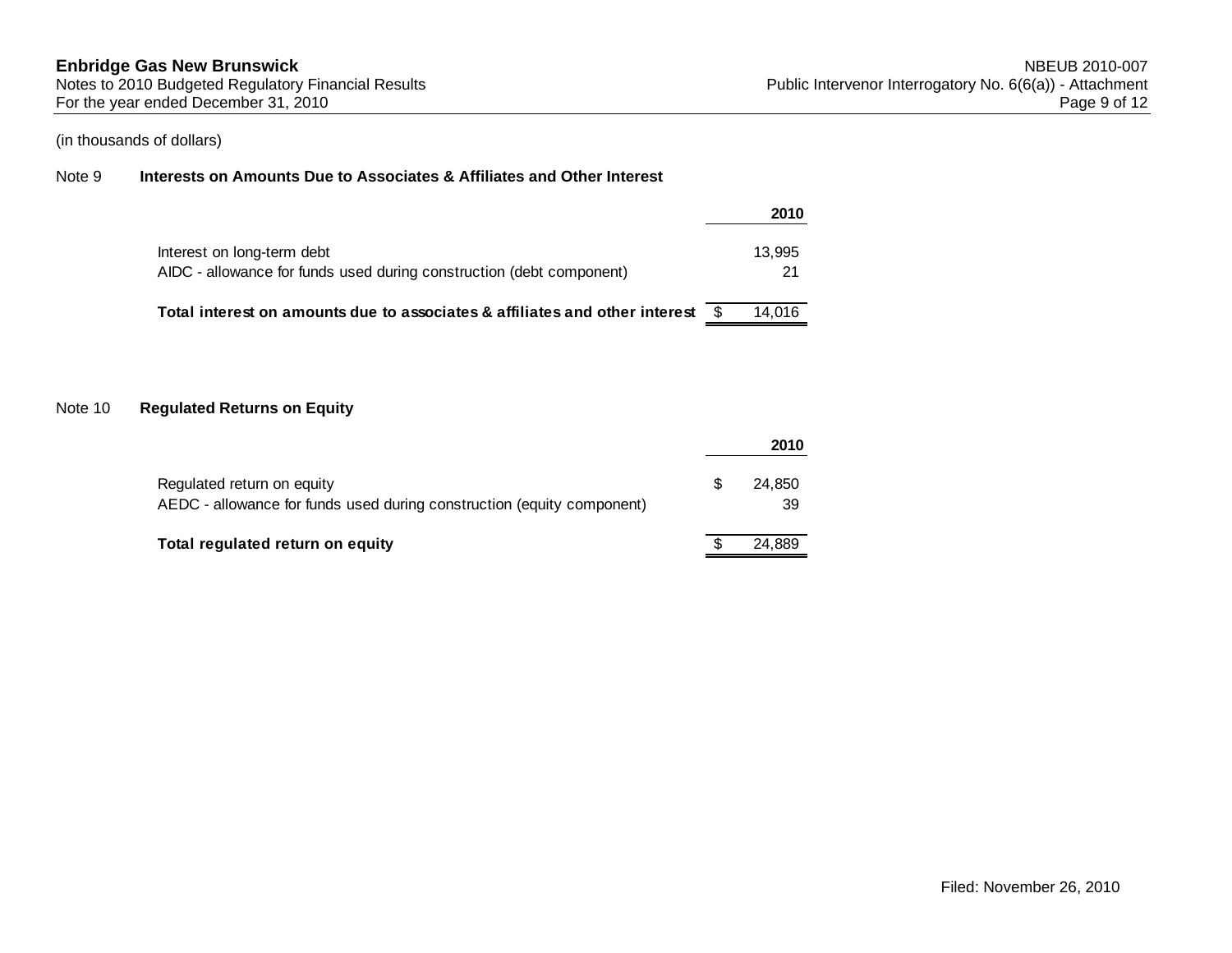(in thousands of dollars)

**Note 9 Interests on Amounts Due to Associates & Affiliates and Other Interest**

| | 2010 |
|---|---|
| Interest on long-term debt | 13,995 |
| AIDC - allowance for funds used during construction (debt component) | 21 |
| **Total interest on amounts due to associates & affiliates and other interest** | $ 14,016 |

**Note 10 Regulated Returns on Equity**

| | 2010 |
|---|---|
| Regulated return on equity | $ 24,850 |
| AEDC - allowance for funds used during construction (equity component) | 39 |
| **Total regulated return on equity** | $ 24,889 |

Filed: November 26, 2010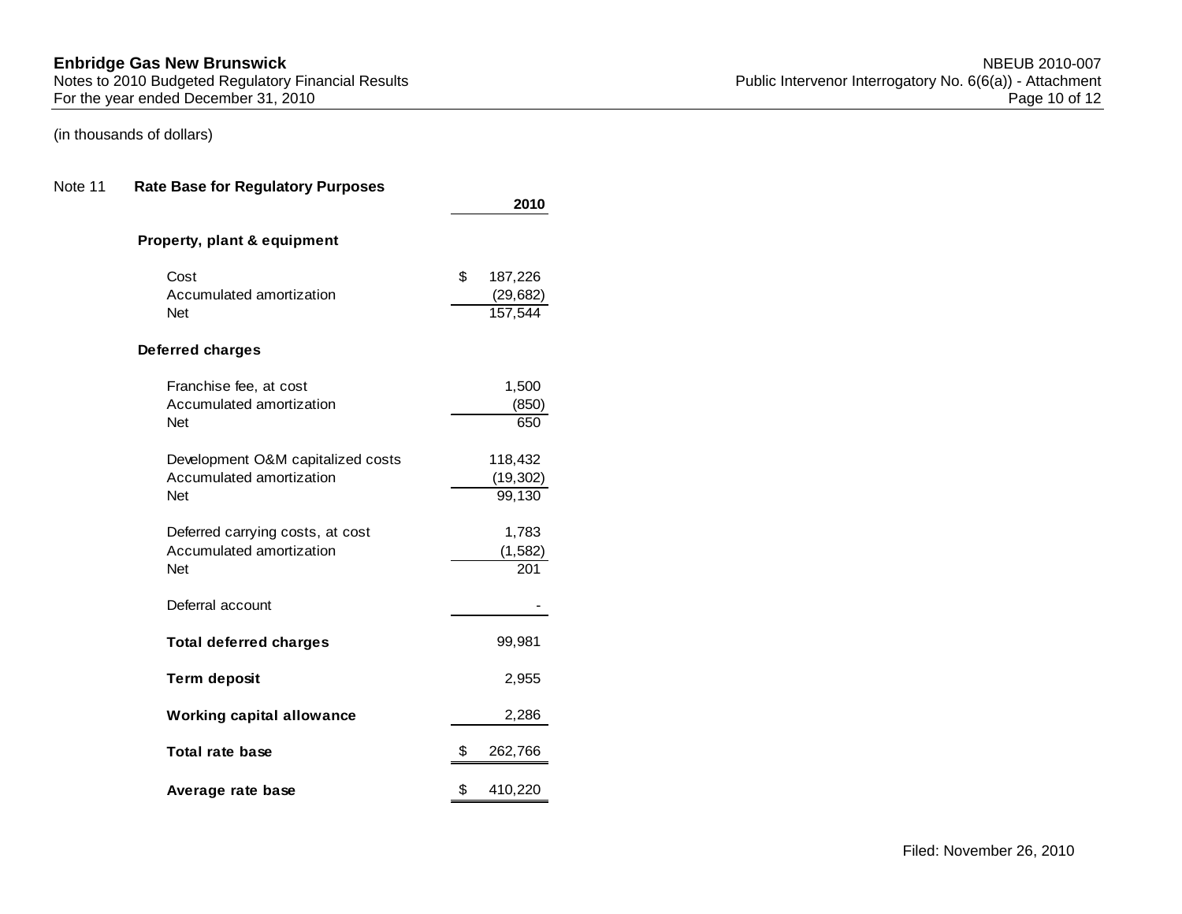**Enbridge Gas New Brunswick**
Notes to 2010 Budgeted Regulatory Financial Results
For the year ended December 31, 2010

NBEUB 2010-007
Public Intervenor Interrogatory No. 6(6(a)) - Attachment

(in thousands of dollars)

## Note 11 Rate Base for Regulatory Purposes

| | 2010 |
|---|---|
| **Property, plant & equipment** | |
| Cost | $ 187,226 |
| Accumulated amortization | (29,682) |
| Net | 157,544 |
| **Deferred charges** | |
| Franchise fee, at cost | 1,500 |
| Accumulated amortization | (850) |
| Net | 650 |
| Development O&M capitalized costs | 118,432 |
| Accumulated amortization | (19,302) |
| Net | 99,130 |
| Deferred carrying costs, at cost | 1,783 |
| Accumulated amortization | (1,582) |
| Net | 201 |
| Deferral account | - |
| **Total deferred charges** | 99,981 |
| **Term deposit** | 2,955 |
| **Working capital allowance** | 2,286 |
| **Total rate base** | $ 262,766 |
| **Average rate base** | $ 410,220 |

Filed: November 26, 2010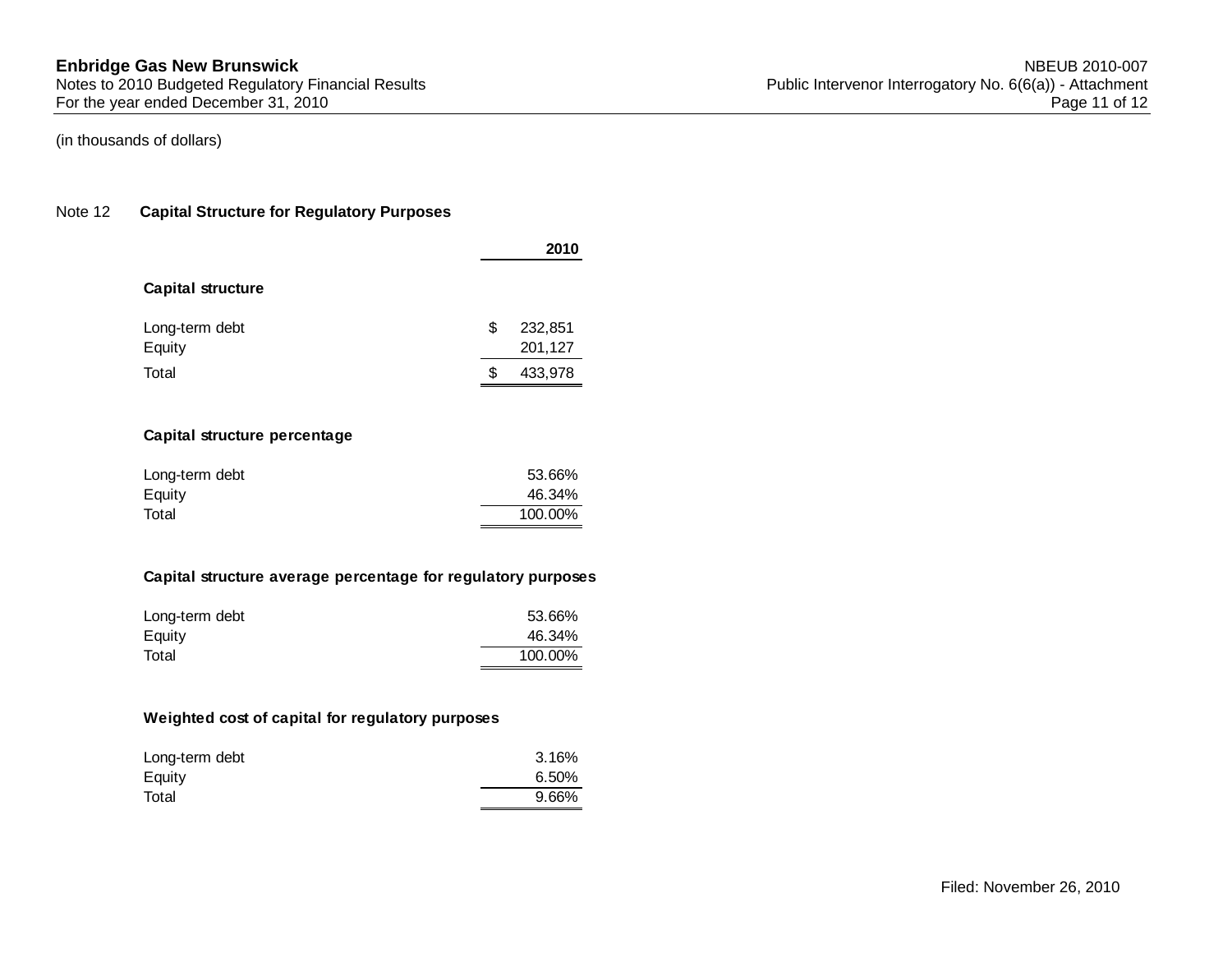(in thousands of dollars)

Note 12 **Capital Structure for Regulatory Purposes**

| | 2010 |
|---|---|
| **Capital structure** | |
| Long-term debt | $ 232,851 |
| Equity | 201,127 |
| Total | $ 433,978 |
| **Capital structure percentage** | |
| Long-term debt | 53.66% |
| Equity | 46.34% |
| Total | 100.00% |
| **Capital structure average percentage for regulatory purposes** | |
| Long-term debt | 53.66% |
| Equity | 46.34% |
| Total | 100.00% |
| **Weighted cost of capital for regulatory purposes** | |
| Long-term debt | 3.16% |
| Equity | 6.50% |
| Total | 9.66% |

Filed: November 26, 2010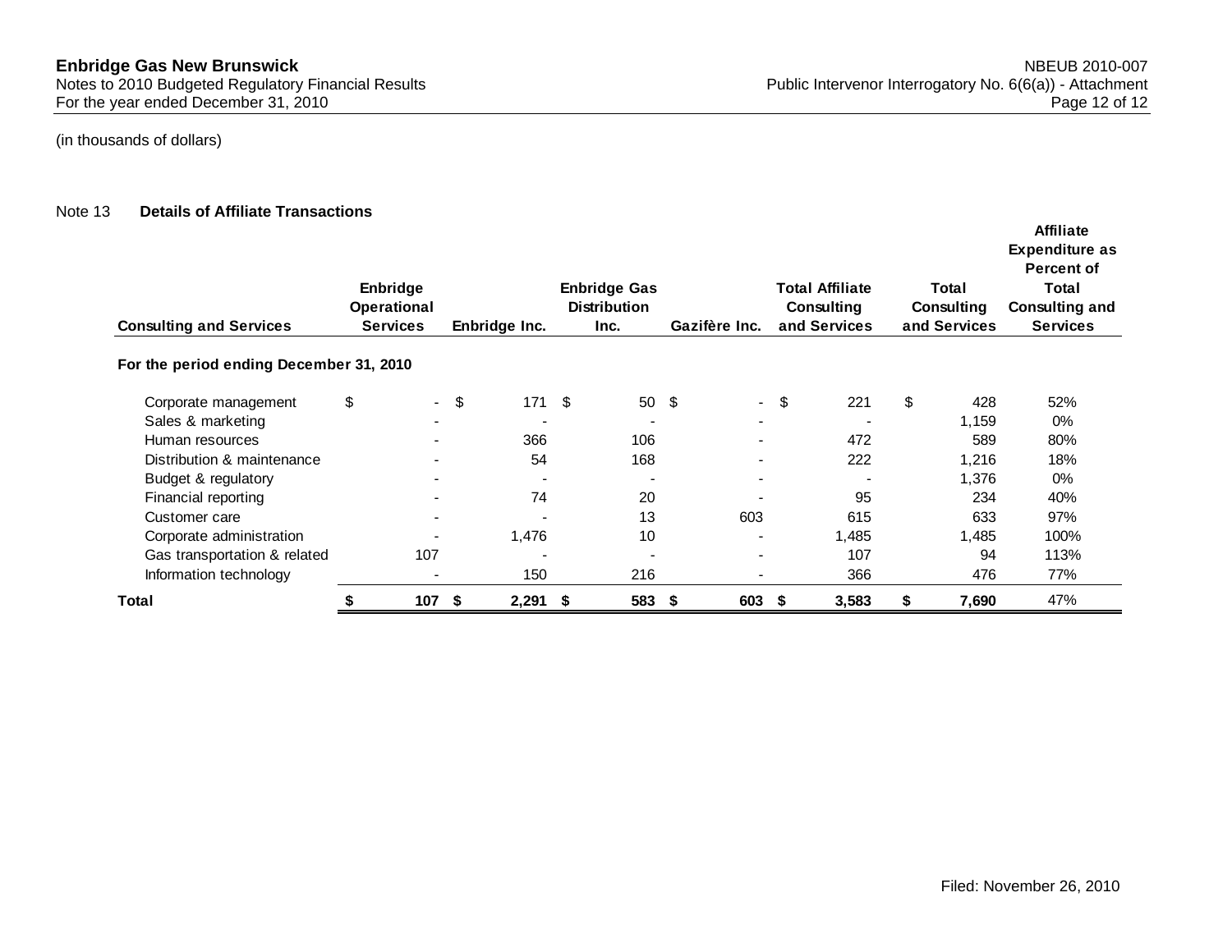(in thousands of dollars)

Note 13 **Details of Affiliate Transactions**

| Consulting and Services | Enbridge Operational Services | Enbridge Inc. | Enbridge Gas Distribution Inc. | Gazifère Inc. | Total Affiliate Consulting and Services | Total Consulting and Services | Affiliate Expenditure as Percent of Total Consulting and Services |
|---|---|---|---|---|---|---|---|
| **For the period ending December 31, 2010** | | | | | | | |
| Corporate management | $ - | $ 171 | $ 50 | $ - | $ 221 | $ 428 | 52% |
| Sales & marketing | - | - | - | - | - | 1,159 | 0% |
| Human resources | - | 366 | 106 | - | 472 | 589 | 80% |
| Distribution & maintenance | - | 54 | 168 | - | 222 | 1,216 | 18% |
| Budget & regulatory | - | - | - | - | - | 1,376 | 0% |
| Financial reporting | - | 74 | 20 | - | 95 | 234 | 40% |
| Customer care | - | - | 13 | 603 | 615 | 633 | 97% |
| Corporate administration | - | 1,476 | 10 | - | 1,485 | 1,485 | 100% |
| Gas transportation & related | 107 | - | - | - | 107 | 94 | 113% |
| Information technology | - | 150 | 216 | - | 366 | 476 | 77% |
| **Total** | **$ 107** | **$ 2,291** | **$ 583** | **$ 603** | **$ 3,583** | **$ 7,690** | 47% |

Filed: November 26, 2010